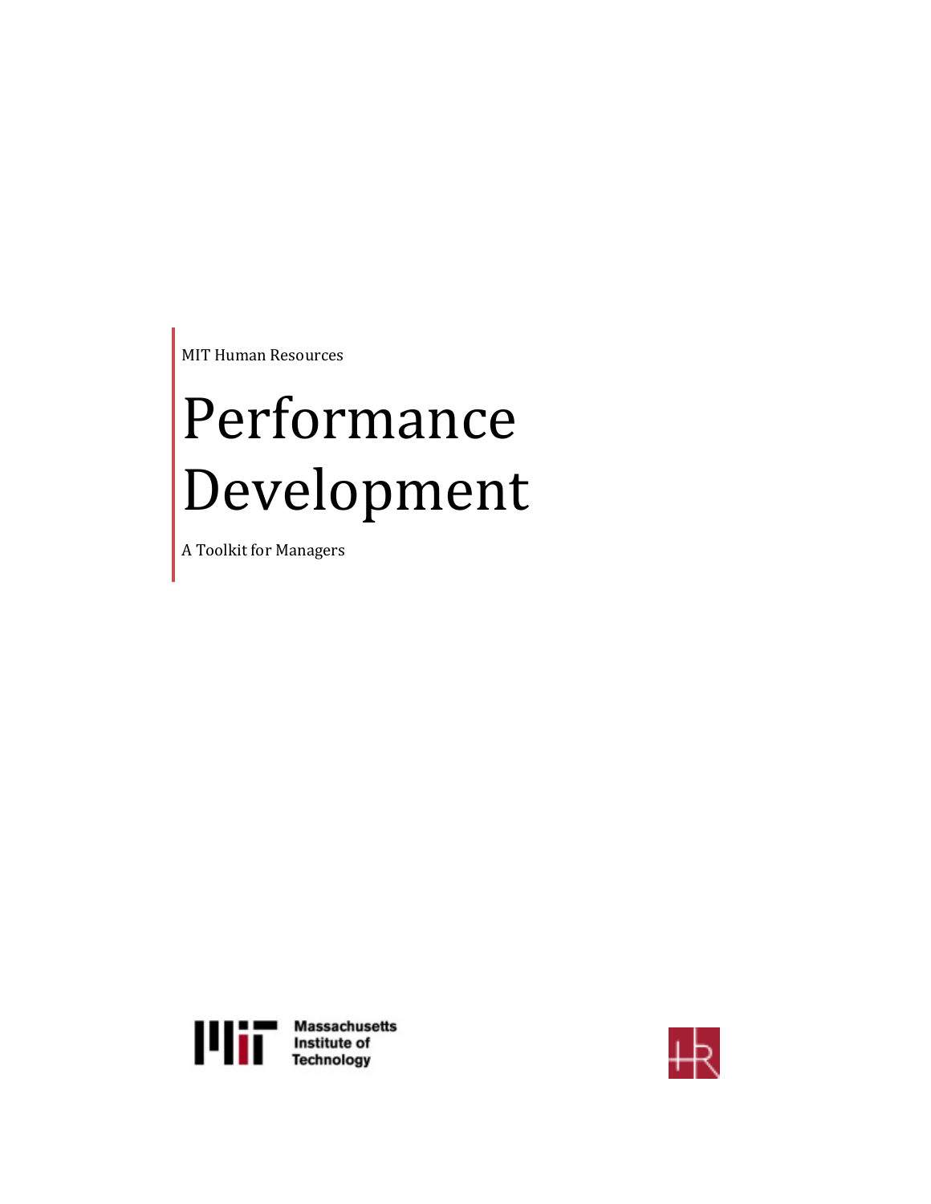MIT Human Resources

# Performance Development

A Toolkit for Managers

Massachusetts Institute of Technology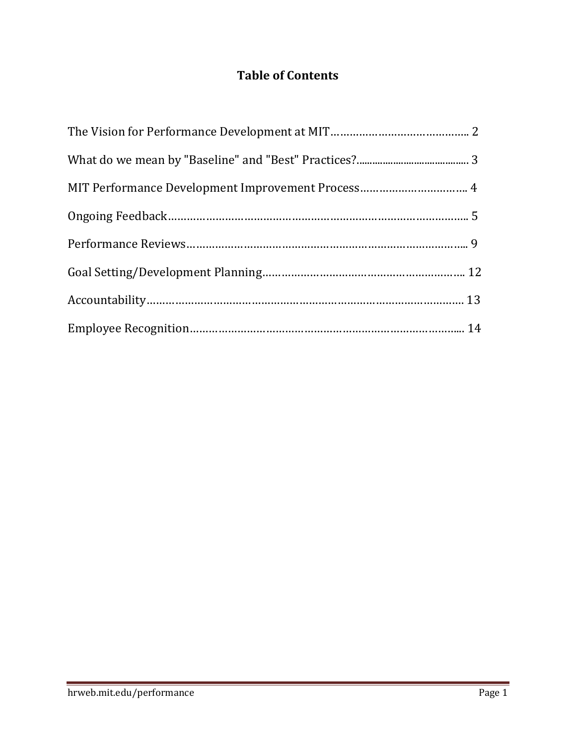# Table of Contents

The Vision for Performance Development at MIT………………………………….. 2

What do we mean by "Baseline" and "Best" Practices?........................................ 3

MIT Performance Development Improvement Process…………………………….. 4

Ongoing Feedback………………………………………………………………………….. 5

Performance Reviews…………………………………………………………………….... 9

Goal Setting/Development Planning…………………………………………………….. 12

Accountability……………………………………………………………………………….. 13

Employee Recognition……………………………………………………………………... 14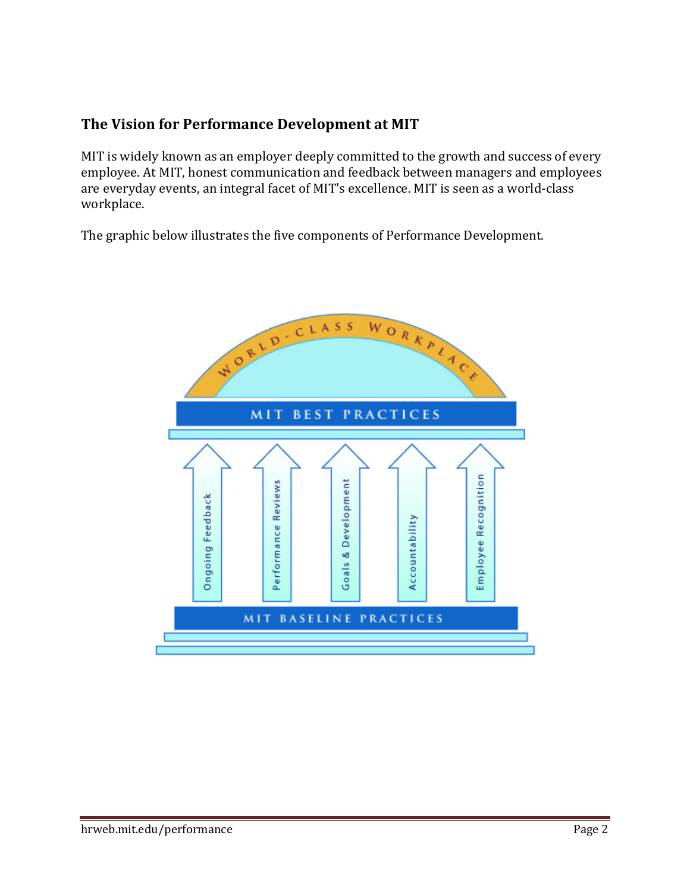## The Vision for Performance Development at MIT

MIT is widely known as an employer deeply committed to the growth and success of every employee. At MIT, honest communication and feedback between managers and employees are everyday events, an integral facet of MIT's excellence. MIT is seen as a world-class workplace.

The graphic below illustrates the five components of Performance Development.

WORLD-CLASS WORKPLACE

MIT BEST PRACTICES

Ongoing Feedback | Performance Reviews | Goals & Development | Accountability | Employee Recognition

MIT BASELINE PRACTICES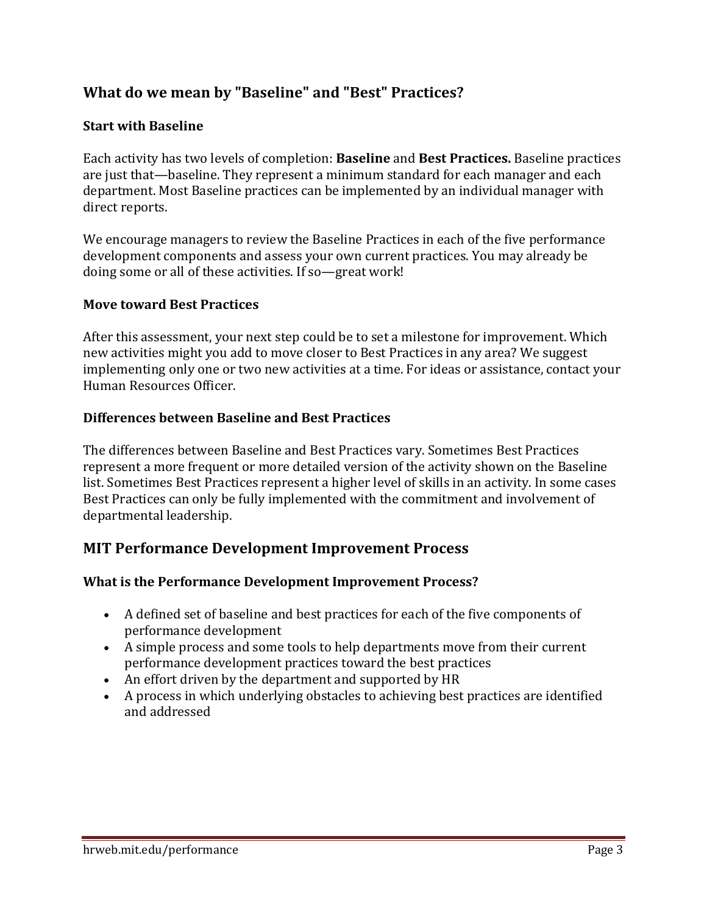## What do we mean by "Baseline" and "Best" Practices?

### Start with Baseline

Each activity has two levels of completion: **Baseline** and **Best Practices.** Baseline practices are just that—baseline. They represent a minimum standard for each manager and each department. Most Baseline practices can be implemented by an individual manager with direct reports.

We encourage managers to review the Baseline Practices in each of the five performance development components and assess your own current practices. You may already be doing some or all of these activities. If so—great work!

### Move toward Best Practices

After this assessment, your next step could be to set a milestone for improvement. Which new activities might you add to move closer to Best Practices in any area? We suggest implementing only one or two new activities at a time. For ideas or assistance, contact your Human Resources Officer.

### Differences between Baseline and Best Practices

The differences between Baseline and Best Practices vary. Sometimes Best Practices represent a more frequent or more detailed version of the activity shown on the Baseline list. Sometimes Best Practices represent a higher level of skills in an activity. In some cases Best Practices can only be fully implemented with the commitment and involvement of departmental leadership.

## MIT Performance Development Improvement Process

### What is the Performance Development Improvement Process?

- A defined set of baseline and best practices for each of the five components of performance development
- A simple process and some tools to help departments move from their current performance development practices toward the best practices
- An effort driven by the department and supported by HR
- A process in which underlying obstacles to achieving best practices are identified and addressed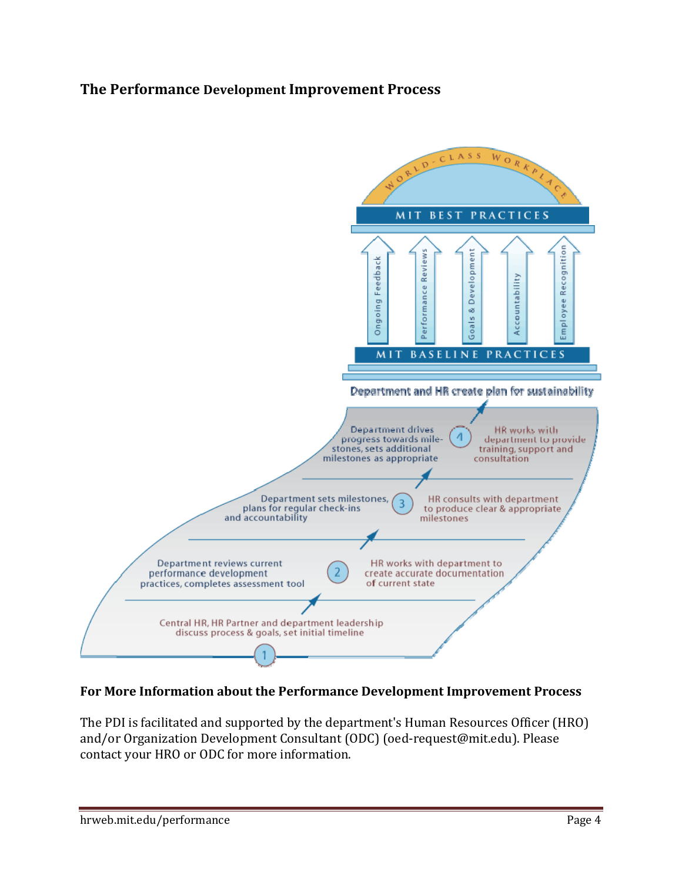## The Performance Development Improvement Process

WORLD-CLASS WORKPLACE

MIT BEST PRACTICES

Ongoing Feedback | Performance Reviews | Goals & Development | Accountability | Employee Recognition

MIT BASELINE PRACTICES

Department and HR create plan for sustainability

4 — Department drives progress towards milestones, sets additional milestones as appropriate | HR works with department to provide training, support and consultation

3 — Department sets milestones, plans for regular check-ins and accountability | HR consults with department to produce clear & appropriate milestones

2 — Department reviews current performance development practices, completes assessment tool | HR works with department to create accurate documentation of current state

1 — Central HR, HR Partner and department leadership discuss process & goals, set initial timeline

### For More Information about the Performance Development Improvement Process

The PDI is facilitated and supported by the department's Human Resources Officer (HRO) and/or Organization Development Consultant (ODC) (oed-request@mit.edu). Please contact your HRO or ODC for more information.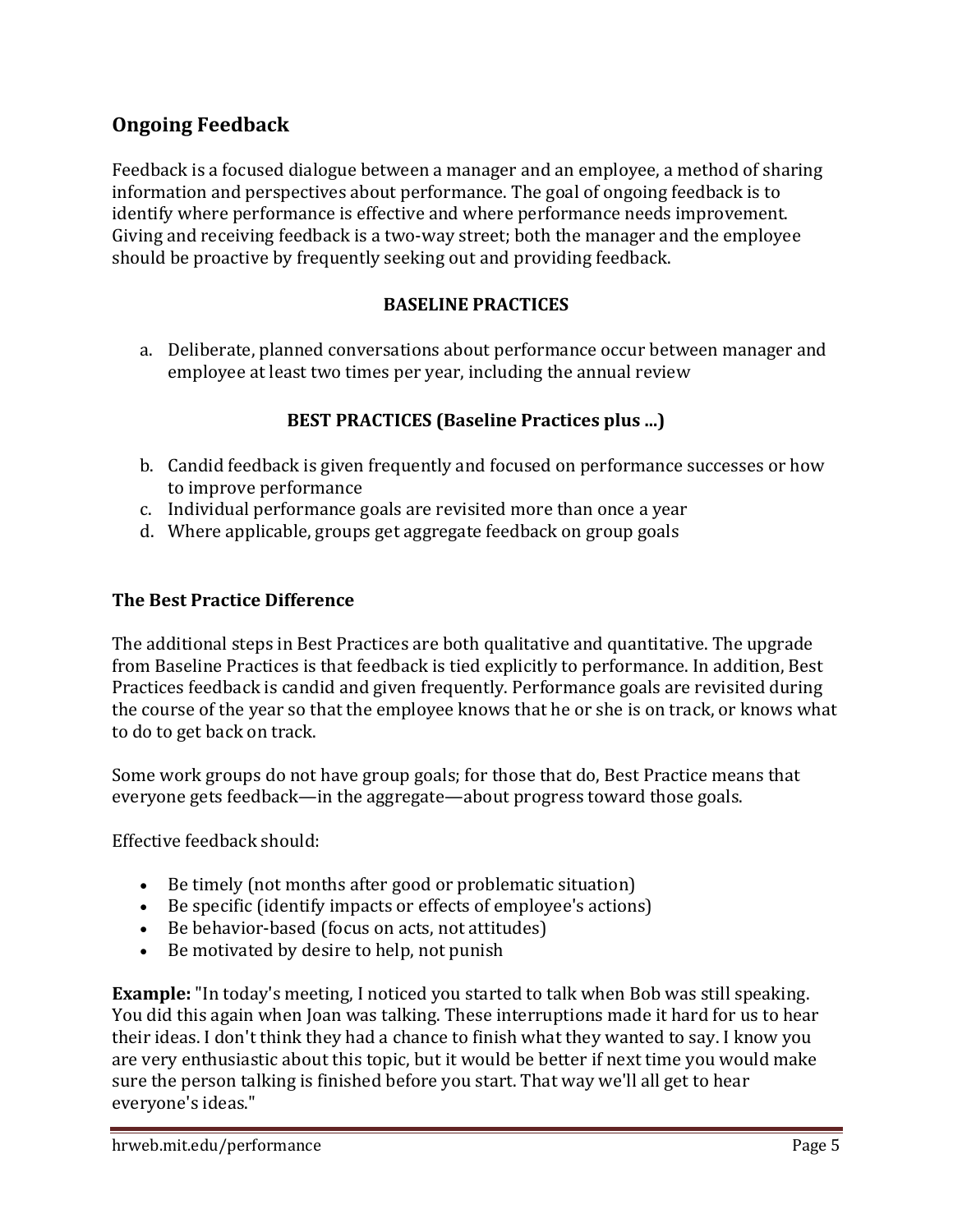## Ongoing Feedback

Feedback is a focused dialogue between a manager and an employee, a method of sharing information and perspectives about performance. The goal of ongoing feedback is to identify where performance is effective and where performance needs improvement. Giving and receiving feedback is a two-way street; both the manager and the employee should be proactive by frequently seeking out and providing feedback.

**BASELINE PRACTICES**

a. Deliberate, planned conversations about performance occur between manager and employee at least two times per year, including the annual review

**BEST PRACTICES (Baseline Practices plus ...)**

b. Candid feedback is given frequently and focused on performance successes or how to improve performance
c. Individual performance goals are revisited more than once a year
d. Where applicable, groups get aggregate feedback on group goals

### The Best Practice Difference

The additional steps in Best Practices are both qualitative and quantitative. The upgrade from Baseline Practices is that feedback is tied explicitly to performance. In addition, Best Practices feedback is candid and given frequently. Performance goals are revisited during the course of the year so that the employee knows that he or she is on track, or knows what to do to get back on track.

Some work groups do not have group goals; for those that do, Best Practice means that everyone gets feedback—in the aggregate—about progress toward those goals.

Effective feedback should:

- Be timely (not months after good or problematic situation)
- Be specific (identify impacts or effects of employee's actions)
- Be behavior-based (focus on acts, not attitudes)
- Be motivated by desire to help, not punish

**Example:** "In today's meeting, I noticed you started to talk when Bob was still speaking. You did this again when Joan was talking. These interruptions made it hard for us to hear their ideas. I don't think they had a chance to finish what they wanted to say. I know you are very enthusiastic about this topic, but it would be better if next time you would make sure the person talking is finished before you start. That way we'll all get to hear everyone's ideas."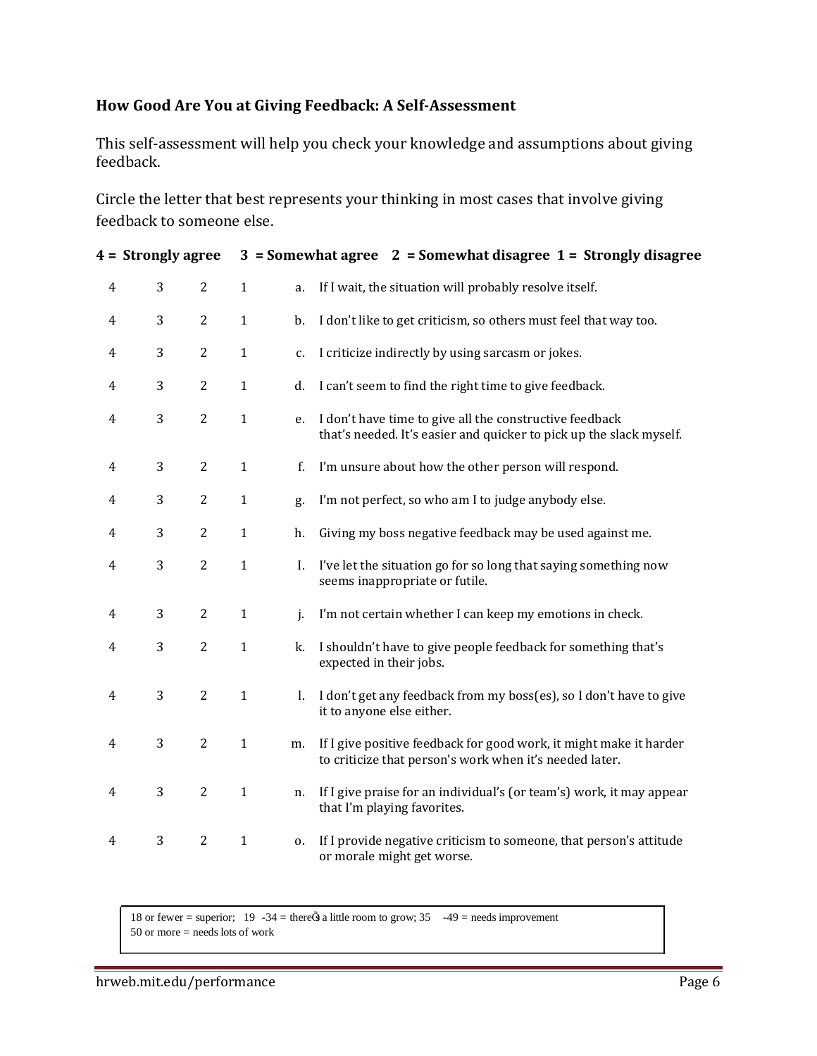**How Good Are You at Giving Feedback: A Self-Assessment**

This self-assessment will help you check your knowledge and assumptions about giving feedback.

Circle the letter that best represents your thinking in most cases that involve giving feedback to someone else.

**4 = Strongly agree 3 = Somewhat agree 2 = Somewhat disagree 1 = Strongly disagree**

| 4 | 3 | 2 | 1 | | |
|---|---|---|---|---|---|
| 4 | 3 | 2 | 1 | a. | If I wait, the situation will probably resolve itself. |
| 4 | 3 | 2 | 1 | b. | I don't like to get criticism, so others must feel that way too. |
| 4 | 3 | 2 | 1 | c. | I criticize indirectly by using sarcasm or jokes. |
| 4 | 3 | 2 | 1 | d. | I can't seem to find the right time to give feedback. |
| 4 | 3 | 2 | 1 | e. | I don't have time to give all the constructive feedback that's needed. It's easier and quicker to pick up the slack myself. |
| 4 | 3 | 2 | 1 | f. | I'm unsure about how the other person will respond. |
| 4 | 3 | 2 | 1 | g. | I'm not perfect, so who am I to judge anybody else. |
| 4 | 3 | 2 | 1 | h. | Giving my boss negative feedback may be used against me. |
| 4 | 3 | 2 | 1 | I. | I've let the situation go for so long that saying something now seems inappropriate or futile. |
| 4 | 3 | 2 | 1 | j. | I'm not certain whether I can keep my emotions in check. |
| 4 | 3 | 2 | 1 | k. | I shouldn't have to give people feedback for something that's expected in their jobs. |
| 4 | 3 | 2 | 1 | l. | I don't get any feedback from my boss(es), so I don't have to give it to anyone else either. |
| 4 | 3 | 2 | 1 | m. | If I give positive feedback for good work, it might make it harder to criticize that person's work when it's needed later. |
| 4 | 3 | 2 | 1 | n. | If I give praise for an individual's (or team's) work, it may appear that I'm playing favorites. |
| 4 | 3 | 2 | 1 | o. | If I provide negative criticism to someone, that person's attitude or morale might get worse. |

18 or fewer = superior; 19 -34 = there's a little room to grow; 35 -49 = needs improvement
50 or more = needs lots of work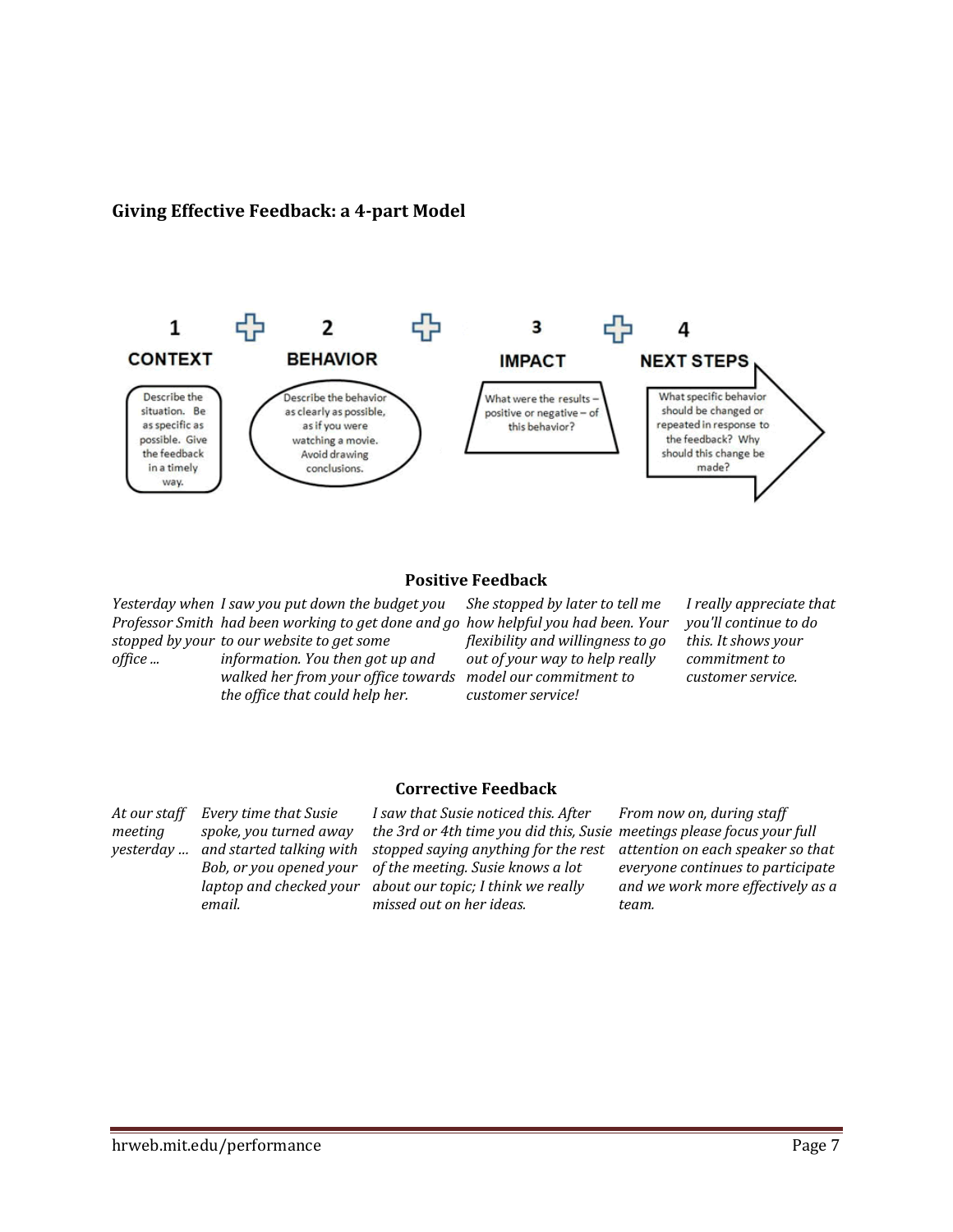## Giving Effective Feedback: a 4-part Model

| 1 CONTEXT | 2 BEHAVIOR | 3 IMPACT | 4 NEXT STEPS |
|---|---|---|---|
| Describe the situation. Be as specific as possible. Give the feedback in a timely way. | Describe the behavior as clearly as possible, as if you were watching a movie. Avoid drawing conclusions. | What were the results – positive or negative – of this behavior? | What specific behavior should be changed or repeated in response to the feedback? Why should this change be made? |

### Positive Feedback

| | | | |
|---|---|---|---|
| *Yesterday when Professor Smith stopped by your office ...* | *I saw you put down the budget you had been working to get done and go to our website to get some information. You then got up and walked her from your office towards the office that could help her.* | *She stopped by later to tell me how helpful you had been. Your flexibility and willingness to go out of your way to help really model our commitment to customer service!* | *I really appreciate that you'll continue to do this. It shows your commitment to customer service.* |

### Corrective Feedback

| | | | |
|---|---|---|---|
| *At our staff meeting yesterday ...* | *Every time that Susie spoke, you turned away and started talking with Bob, or you opened your laptop and checked your email.* | *I saw that Susie noticed this. After the 3rd or 4th time you did this, Susie stopped saying anything for the rest of the meeting. Susie knows a lot about our topic; I think we really missed out on her ideas.* | *From now on, during staff meetings please focus your full attention on each speaker so that everyone continues to participate and we work more effectively as a team.* |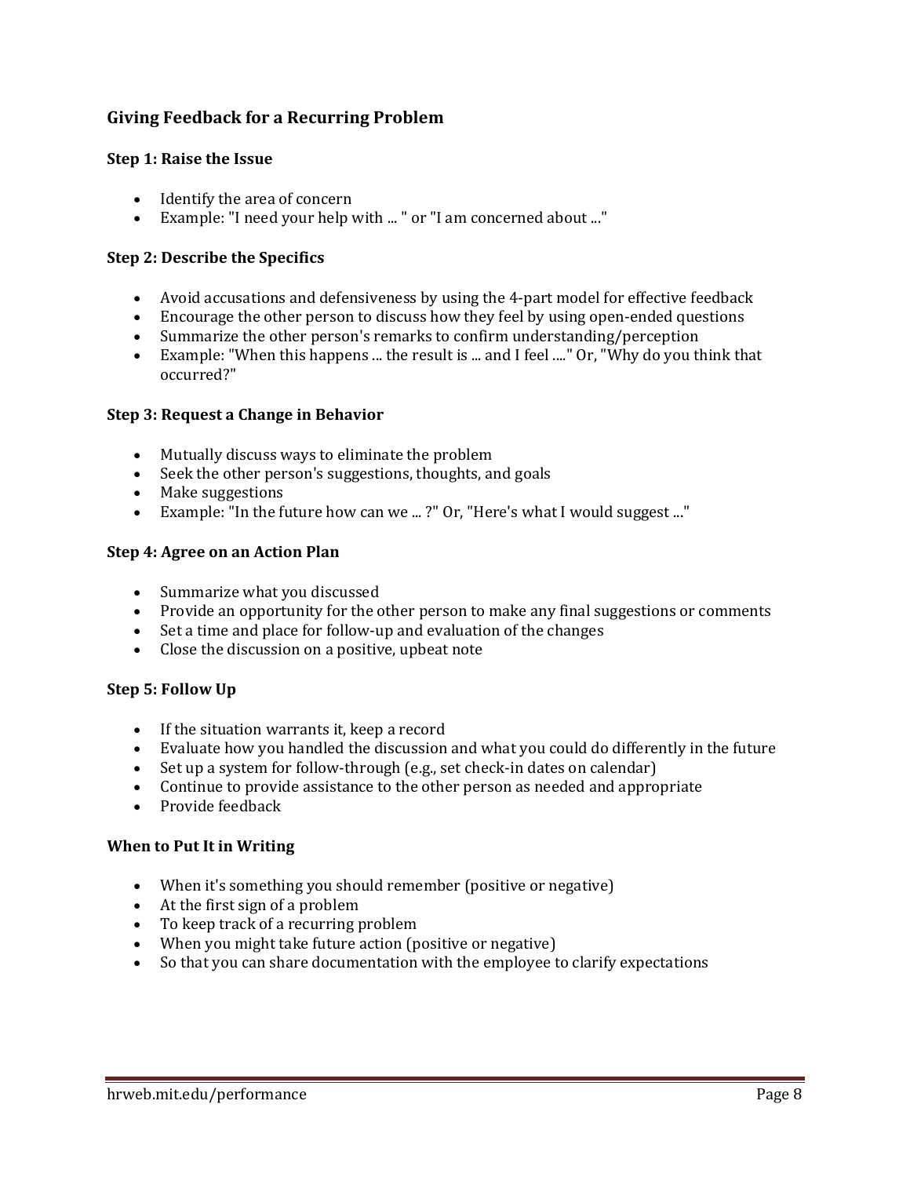## Giving Feedback for a Recurring Problem

### Step 1: Raise the Issue

- Identify the area of concern
- Example: "I need your help with ... " or "I am concerned about ..."

### Step 2: Describe the Specifics

- Avoid accusations and defensiveness by using the 4-part model for effective feedback
- Encourage the other person to discuss how they feel by using open-ended questions
- Summarize the other person's remarks to confirm understanding/perception
- Example: "When this happens ... the result is ... and I feel ...." Or, "Why do you think that occurred?"

### Step 3: Request a Change in Behavior

- Mutually discuss ways to eliminate the problem
- Seek the other person's suggestions, thoughts, and goals
- Make suggestions
- Example: "In the future how can we ... ?" Or, "Here's what I would suggest ..."

### Step 4: Agree on an Action Plan

- Summarize what you discussed
- Provide an opportunity for the other person to make any final suggestions or comments
- Set a time and place for follow-up and evaluation of the changes
- Close the discussion on a positive, upbeat note

### Step 5: Follow Up

- If the situation warrants it, keep a record
- Evaluate how you handled the discussion and what you could do differently in the future
- Set up a system for follow-through (e.g., set check-in dates on calendar)
- Continue to provide assistance to the other person as needed and appropriate
- Provide feedback

### When to Put It in Writing

- When it's something you should remember (positive or negative)
- At the first sign of a problem
- To keep track of a recurring problem
- When you might take future action (positive or negative)
- So that you can share documentation with the employee to clarify expectations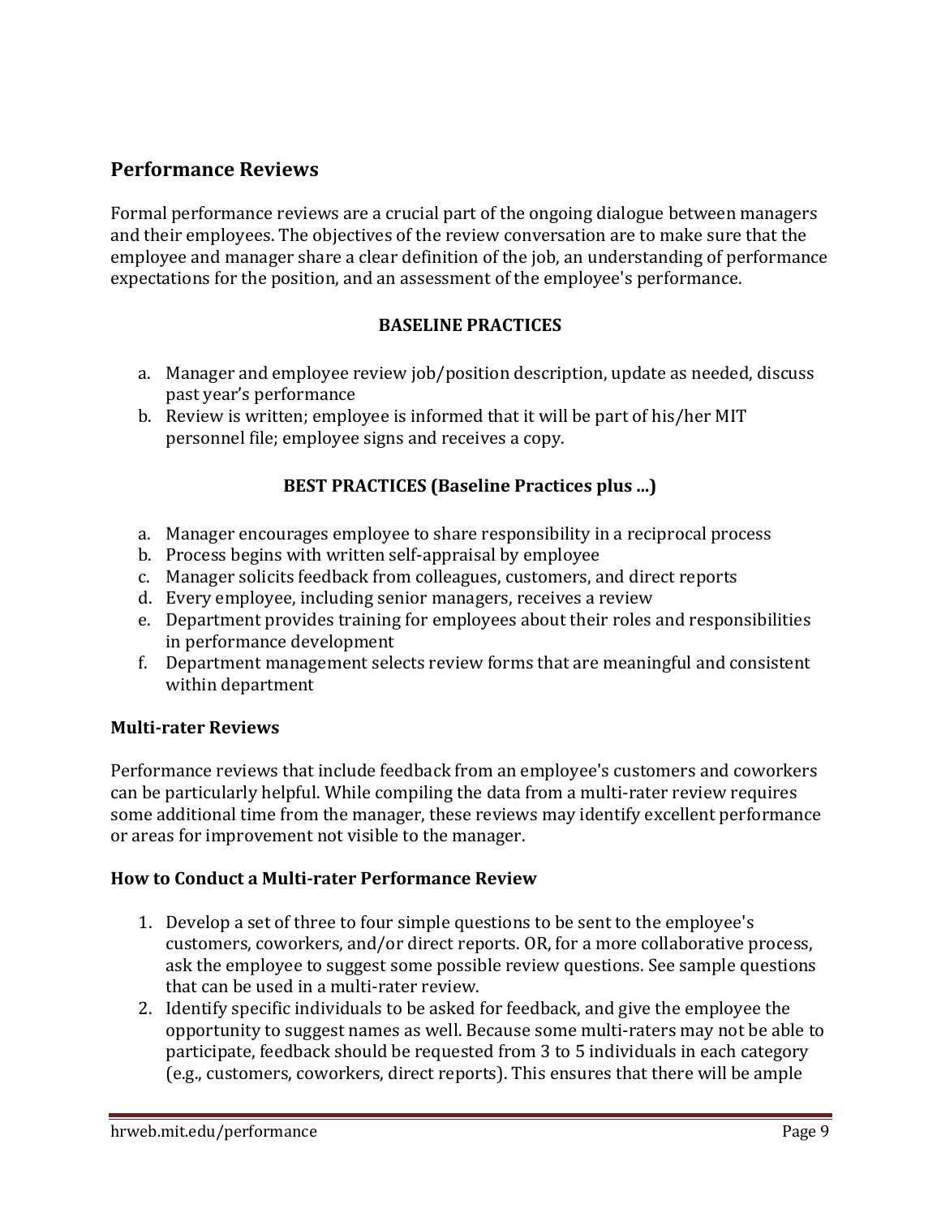## Performance Reviews

Formal performance reviews are a crucial part of the ongoing dialogue between managers and their employees. The objectives of the review conversation are to make sure that the employee and manager share a clear definition of the job, an understanding of performance expectations for the position, and an assessment of the employee's performance.

**BASELINE PRACTICES**

a. Manager and employee review job/position description, update as needed, discuss past year's performance
b. Review is written; employee is informed that it will be part of his/her MIT personnel file; employee signs and receives a copy.

**BEST PRACTICES (Baseline Practices plus ...)**

a. Manager encourages employee to share responsibility in a reciprocal process
b. Process begins with written self-appraisal by employee
c. Manager solicits feedback from colleagues, customers, and direct reports
d. Every employee, including senior managers, receives a review
e. Department provides training for employees about their roles and responsibilities in performance development
f. Department management selects review forms that are meaningful and consistent within department

### Multi-rater Reviews

Performance reviews that include feedback from an employee's customers and coworkers can be particularly helpful. While compiling the data from a multi-rater review requires some additional time from the manager, these reviews may identify excellent performance or areas for improvement not visible to the manager.

### How to Conduct a Multi-rater Performance Review

1. Develop a set of three to four simple questions to be sent to the employee's customers, coworkers, and/or direct reports. OR, for a more collaborative process, ask the employee to suggest some possible review questions. See sample questions that can be used in a multi-rater review.
2. Identify specific individuals to be asked for feedback, and give the employee the opportunity to suggest names as well. Because some multi-raters may not be able to participate, feedback should be requested from 3 to 5 individuals in each category (e.g., customers, coworkers, direct reports). This ensures that there will be ample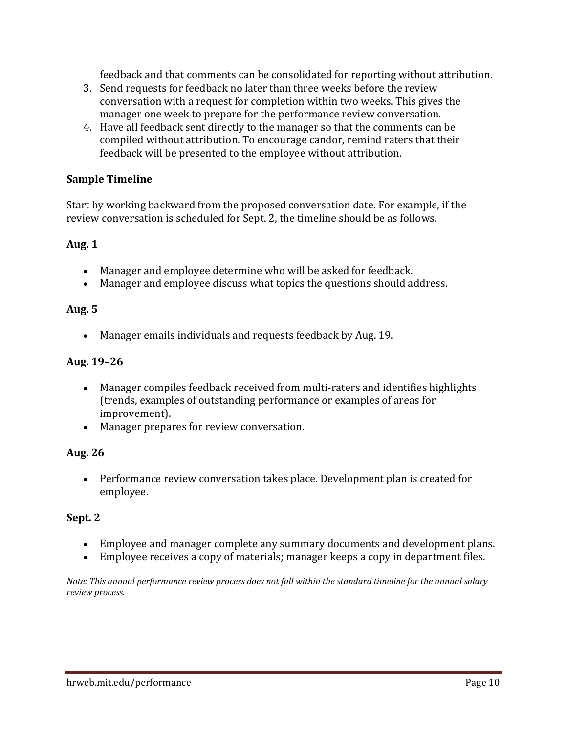feedback and that comments can be consolidated for reporting without attribution.

3. Send requests for feedback no later than three weeks before the review conversation with a request for completion within two weeks. This gives the manager one week to prepare for the performance review conversation.
4. Have all feedback sent directly to the manager so that the comments can be compiled without attribution. To encourage candor, remind raters that their feedback will be presented to the employee without attribution.

**Sample Timeline**

Start by working backward from the proposed conversation date. For example, if the review conversation is scheduled for Sept. 2, the timeline should be as follows.

**Aug. 1**

- Manager and employee determine who will be asked for feedback.
- Manager and employee discuss what topics the questions should address.

**Aug. 5**

- Manager emails individuals and requests feedback by Aug. 19.

**Aug. 19–26**

- Manager compiles feedback received from multi-raters and identifies highlights (trends, examples of outstanding performance or examples of areas for improvement).
- Manager prepares for review conversation.

**Aug. 26**

- Performance review conversation takes place. Development plan is created for employee.

**Sept. 2**

- Employee and manager complete any summary documents and development plans.
- Employee receives a copy of materials; manager keeps a copy in department files.

*Note: This annual performance review process does not fall within the standard timeline for the annual salary review process.*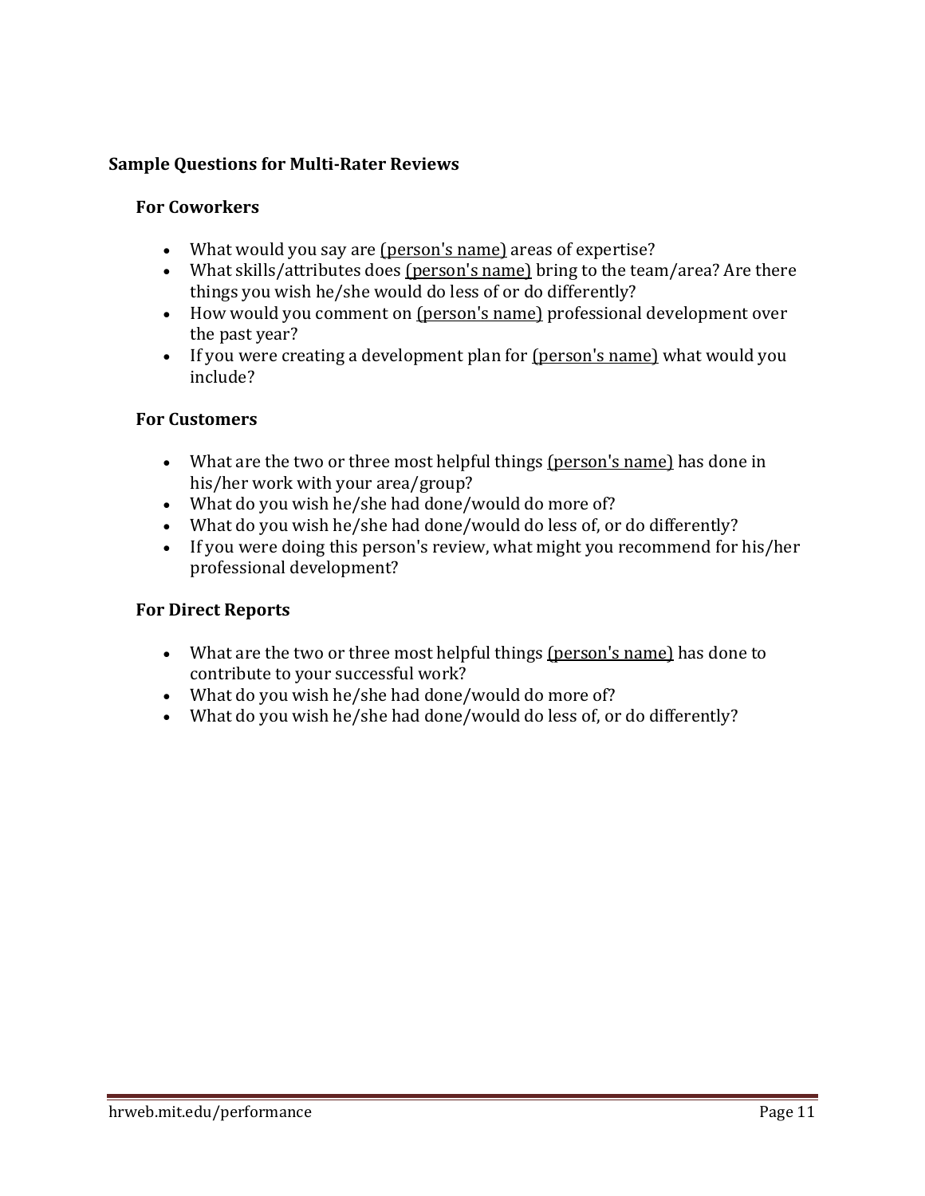## Sample Questions for Multi-Rater Reviews

### For Coworkers

- What would you say are <u>(person's name)</u> areas of expertise?
- What skills/attributes does <u>(person's name)</u> bring to the team/area? Are there things you wish he/she would do less of or do differently?
- How would you comment on <u>(person's name)</u> professional development over the past year?
- If you were creating a development plan for <u>(person's name)</u> what would you include?

### For Customers

- What are the two or three most helpful things <u>(person's name)</u> has done in his/her work with your area/group?
- What do you wish he/she had done/would do more of?
- What do you wish he/she had done/would do less of, or do differently?
- If you were doing this person's review, what might you recommend for his/her professional development?

### For Direct Reports

- What are the two or three most helpful things <u>(person's name)</u> has done to contribute to your successful work?
- What do you wish he/she had done/would do more of?
- What do you wish he/she had done/would do less of, or do differently?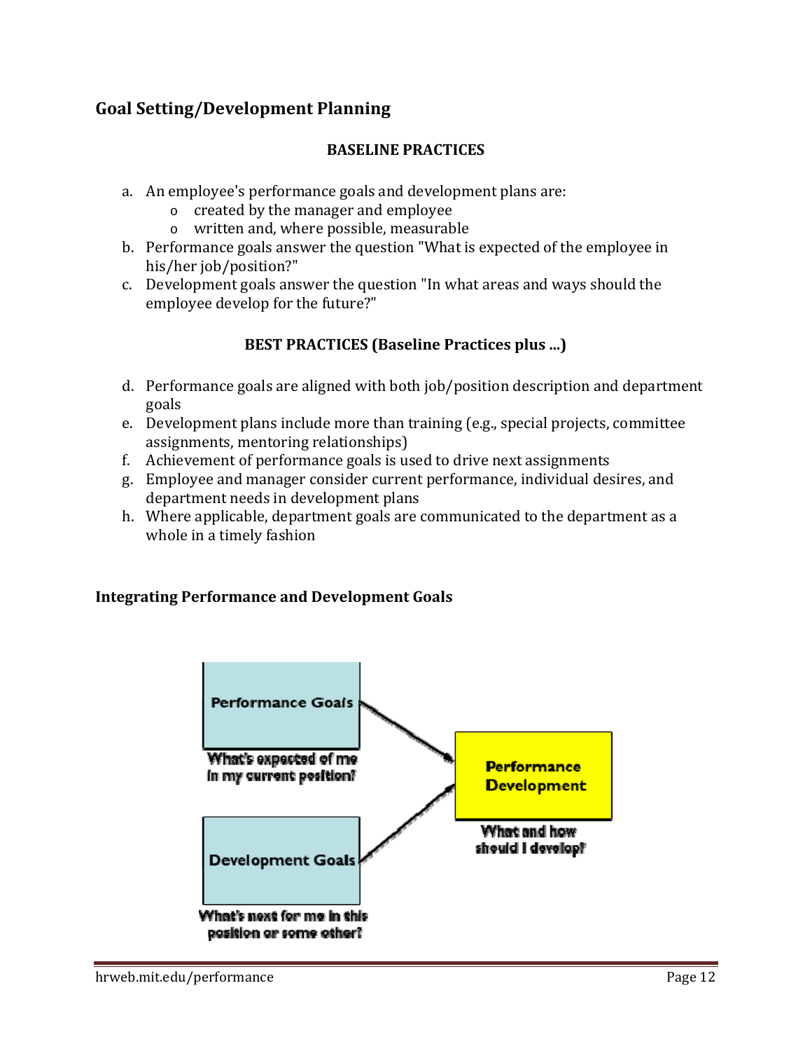## Goal Setting/Development Planning

### BASELINE PRACTICES

a. An employee's performance goals and development plans are:
   - created by the manager and employee
   - written and, where possible, measurable
b. Performance goals answer the question "What is expected of the employee in his/her job/position?"
c. Development goals answer the question "In what areas and ways should the employee develop for the future?"

### BEST PRACTICES (Baseline Practices plus ...)

d. Performance goals are aligned with both job/position description and department goals
e. Development plans include more than training (e.g., special projects, committee assignments, mentoring relationships)
f. Achievement of performance goals is used to drive next assignments
g. Employee and manager consider current performance, individual desires, and department needs in development plans
h. Where applicable, department goals are communicated to the department as a whole in a timely fashion

### Integrating Performance and Development Goals

Performance Goals — What's expected of me in my current position?

Development Goals — What's next for me in this position or some other?

Performance Development — What and how should I develop?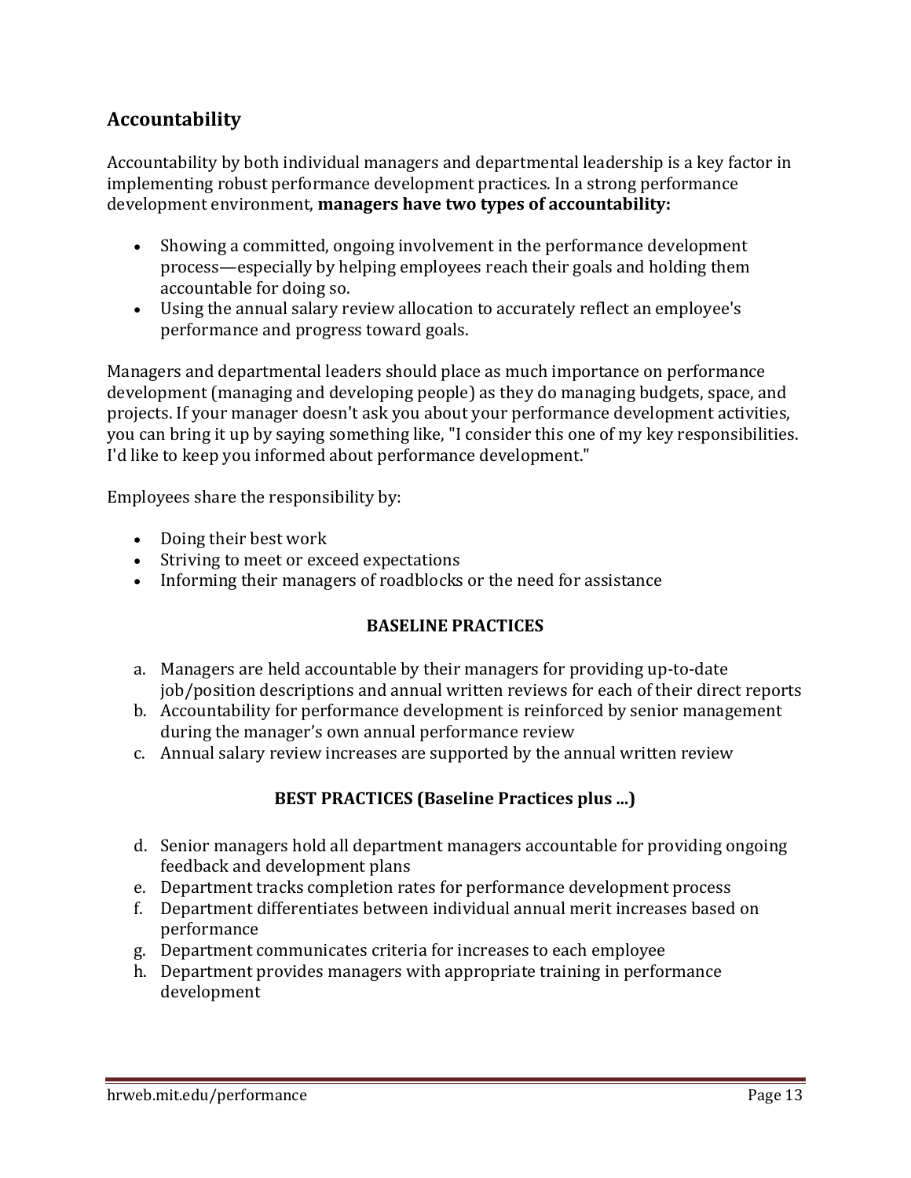## Accountability

Accountability by both individual managers and departmental leadership is a key factor in implementing robust performance development practices. In a strong performance development environment, **managers have two types of accountability:**

- Showing a committed, ongoing involvement in the performance development process—especially by helping employees reach their goals and holding them accountable for doing so.
- Using the annual salary review allocation to accurately reflect an employee's performance and progress toward goals.

Managers and departmental leaders should place as much importance on performance development (managing and developing people) as they do managing budgets, space, and projects. If your manager doesn't ask you about your performance development activities, you can bring it up by saying something like, "I consider this one of my key responsibilities. I'd like to keep you informed about performance development."

Employees share the responsibility by:

- Doing their best work
- Striving to meet or exceed expectations
- Informing their managers of roadblocks or the need for assistance

**BASELINE PRACTICES**

a. Managers are held accountable by their managers for providing up-to-date job/position descriptions and annual written reviews for each of their direct reports
b. Accountability for performance development is reinforced by senior management during the manager's own annual performance review
c. Annual salary review increases are supported by the annual written review

**BEST PRACTICES (Baseline Practices plus ...)**

d. Senior managers hold all department managers accountable for providing ongoing feedback and development plans
e. Department tracks completion rates for performance development process
f. Department differentiates between individual annual merit increases based on performance
g. Department communicates criteria for increases to each employee
h. Department provides managers with appropriate training in performance development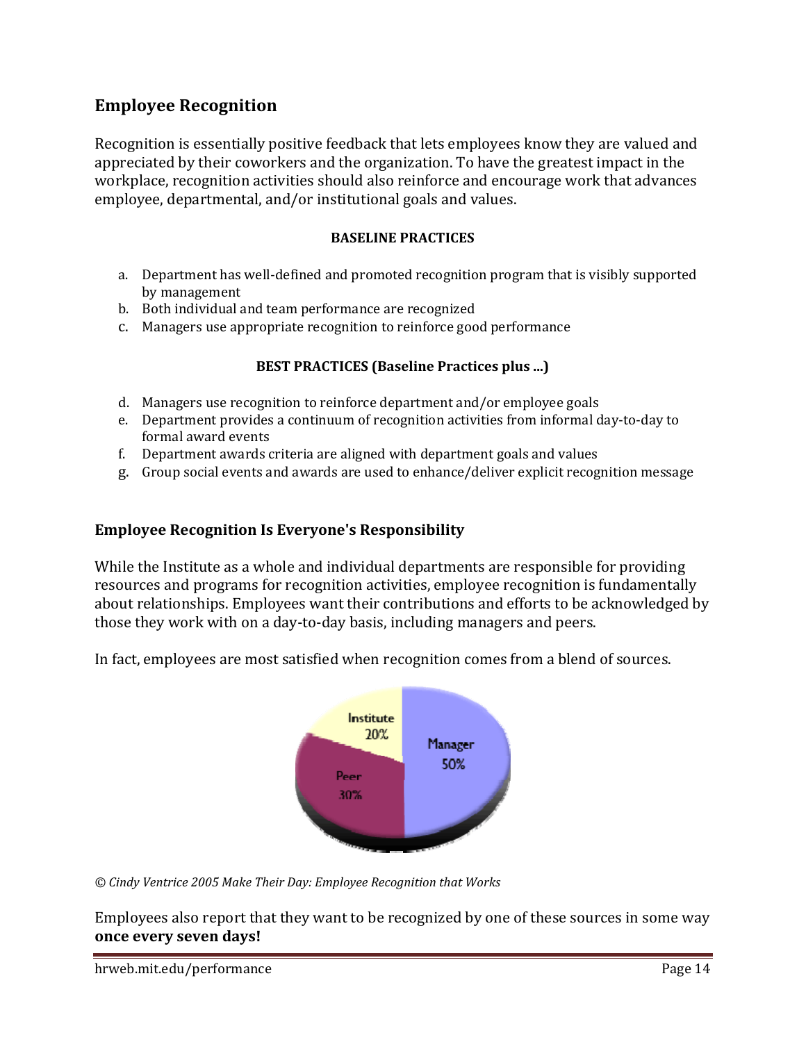## Employee Recognition

Recognition is essentially positive feedback that lets employees know they are valued and appreciated by their coworkers and the organization. To have the greatest impact in the workplace, recognition activities should also reinforce and encourage work that advances employee, departmental, and/or institutional goals and values.

**BASELINE PRACTICES**

a. Department has well-defined and promoted recognition program that is visibly supported by management
b. Both individual and team performance are recognized
c. Managers use appropriate recognition to reinforce good performance

**BEST PRACTICES (Baseline Practices plus ...)**

d. Managers use recognition to reinforce department and/or employee goals
e. Department provides a continuum of recognition activities from informal day-to-day to formal award events
f. Department awards criteria are aligned with department goals and values
g. Group social events and awards are used to enhance/deliver explicit recognition message

### Employee Recognition Is Everyone's Responsibility

While the Institute as a whole and individual departments are responsible for providing resources and programs for recognition activities, employee recognition is fundamentally about relationships. Employees want their contributions and efforts to be acknowledged by those they work with on a day-to-day basis, including managers and peers.

In fact, employees are most satisfied when recognition comes from a blend of sources.

Institute 20%
Manager 50%
Peer 30%

*© Cindy Ventrice 2005 Make Their Day: Employee Recognition that Works*

Employees also report that they want to be recognized by one of these sources in some way **once every seven days!**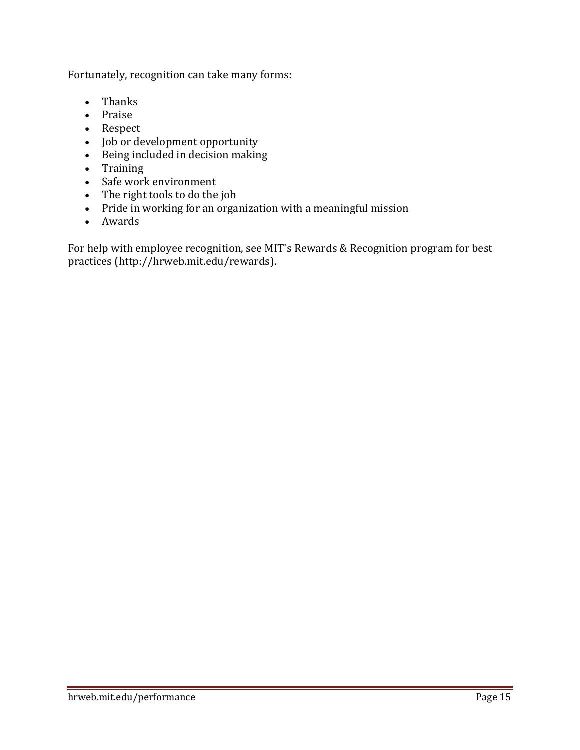Fortunately, recognition can take many forms:

- Thanks
- Praise
- Respect
- Job or development opportunity
- Being included in decision making
- Training
- Safe work environment
- The right tools to do the job
- Pride in working for an organization with a meaningful mission
- Awards

For help with employee recognition, see MIT's Rewards & Recognition program for best practices (http://hrweb.mit.edu/rewards).